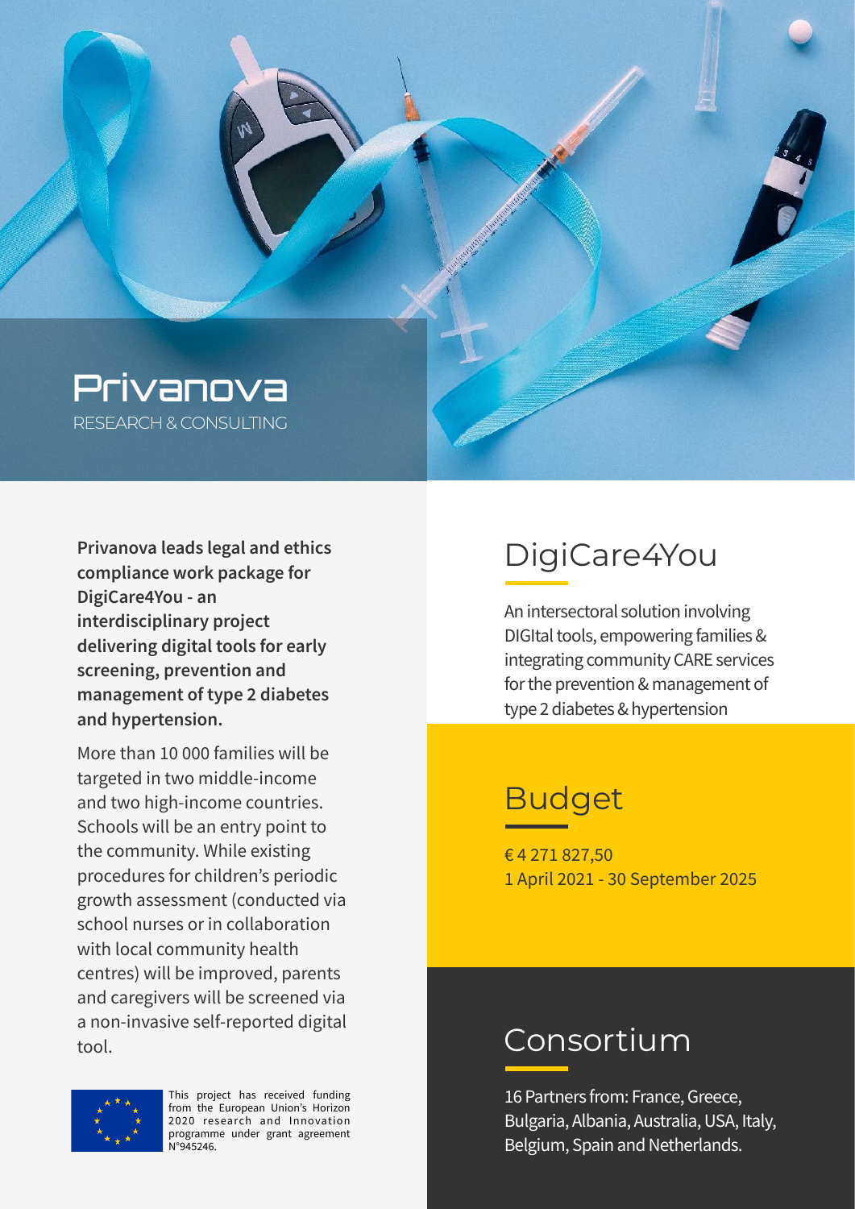# Privanova

RESEARCH & CONSULTING

**Privanova leads legal and ethics compliance work package for DigiCare4You - an interdisciplinary project delivering digital tools for early screening, prevention and management of type 2 diabetes and hypertension.**

More than 10 000 families will be targeted in two middle-income and two high-income countries. Schools will be an entry point to the community. While existing procedures for children's periodic growth assessment (conducted via school nurses or in collaboration with local community health centres) will be improved, parents and caregivers will be screened via a non-invasive self-reported digital tool.

This project has received funding from the European Union's Horizon 2020 research and Innovation programme under grant agreement N°945246.

## DigiCare4You

An intersectoral solution involving DIGItal tools, empowering families & integrating community CARE services for the prevention & management of type 2 diabetes & hypertension

## Budget

€ 4 271 827,50
1 April 2021 - 30 September 2025

## Consortium

16 Partners from: France, Greece, Bulgaria, Albania, Australia, USA, Italy, Belgium, Spain and Netherlands.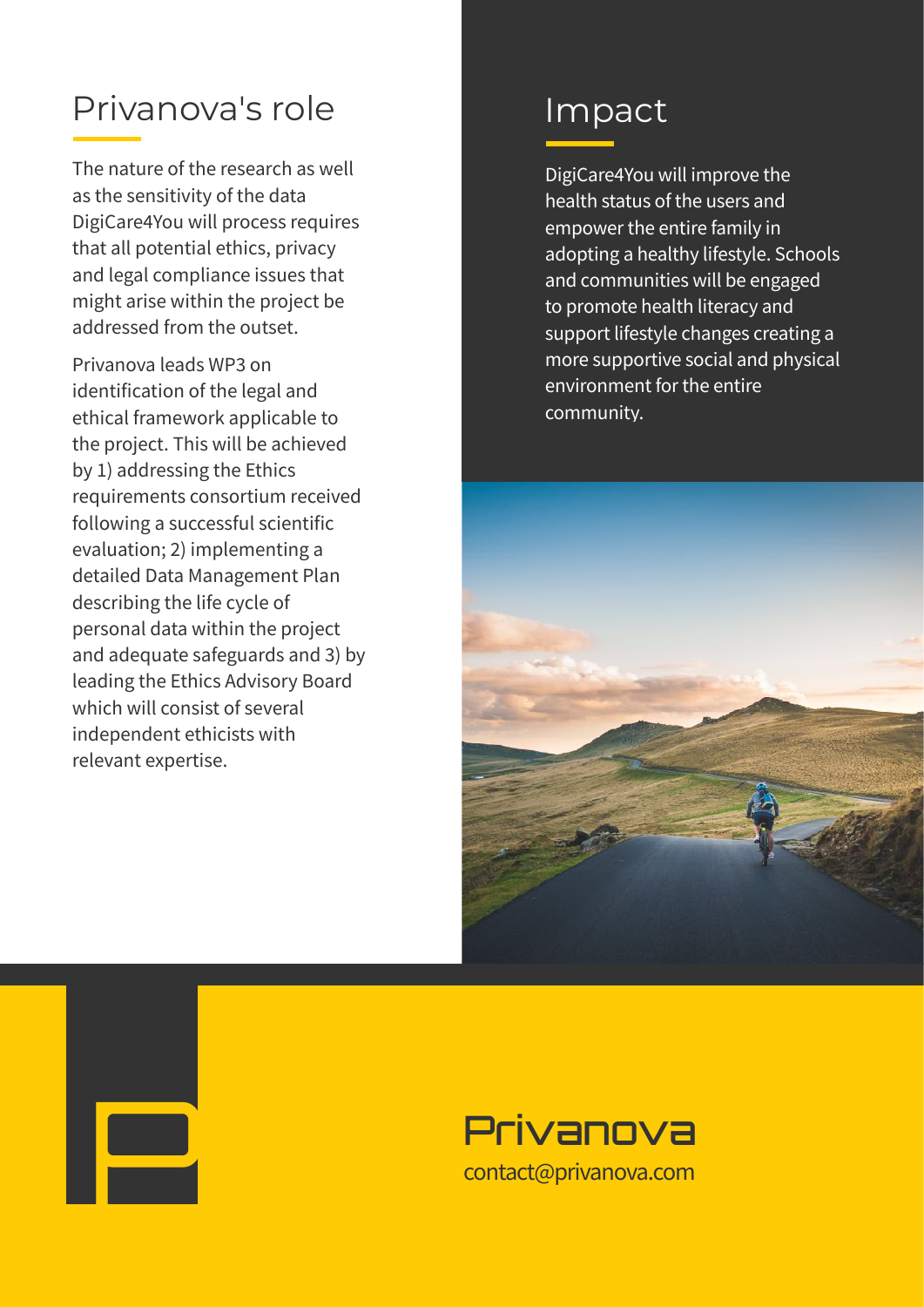## Privanova's role

The nature of the research as well as the sensitivity of the data DigiCare4You will process requires that all potential ethics, privacy and legal compliance issues that might arise within the project be addressed from the outset.

Privanova leads WP3 on identification of the legal and ethical framework applicable to the project. This will be achieved by 1) addressing the Ethics requirements consortium received following a successful scientific evaluation; 2) implementing a detailed Data Management Plan describing the life cycle of personal data within the project and adequate safeguards and 3) by leading the Ethics Advisory Board which will consist of several independent ethicists with relevant expertise.

## Impact

DigiCare4You will improve the health status of the users and empower the entire family in adopting a healthy lifestyle. Schools and communities will be engaged to promote health literacy and support lifestyle changes creating a more supportive social and physical environment for the entire community.

Privanova

contact@privanova.com